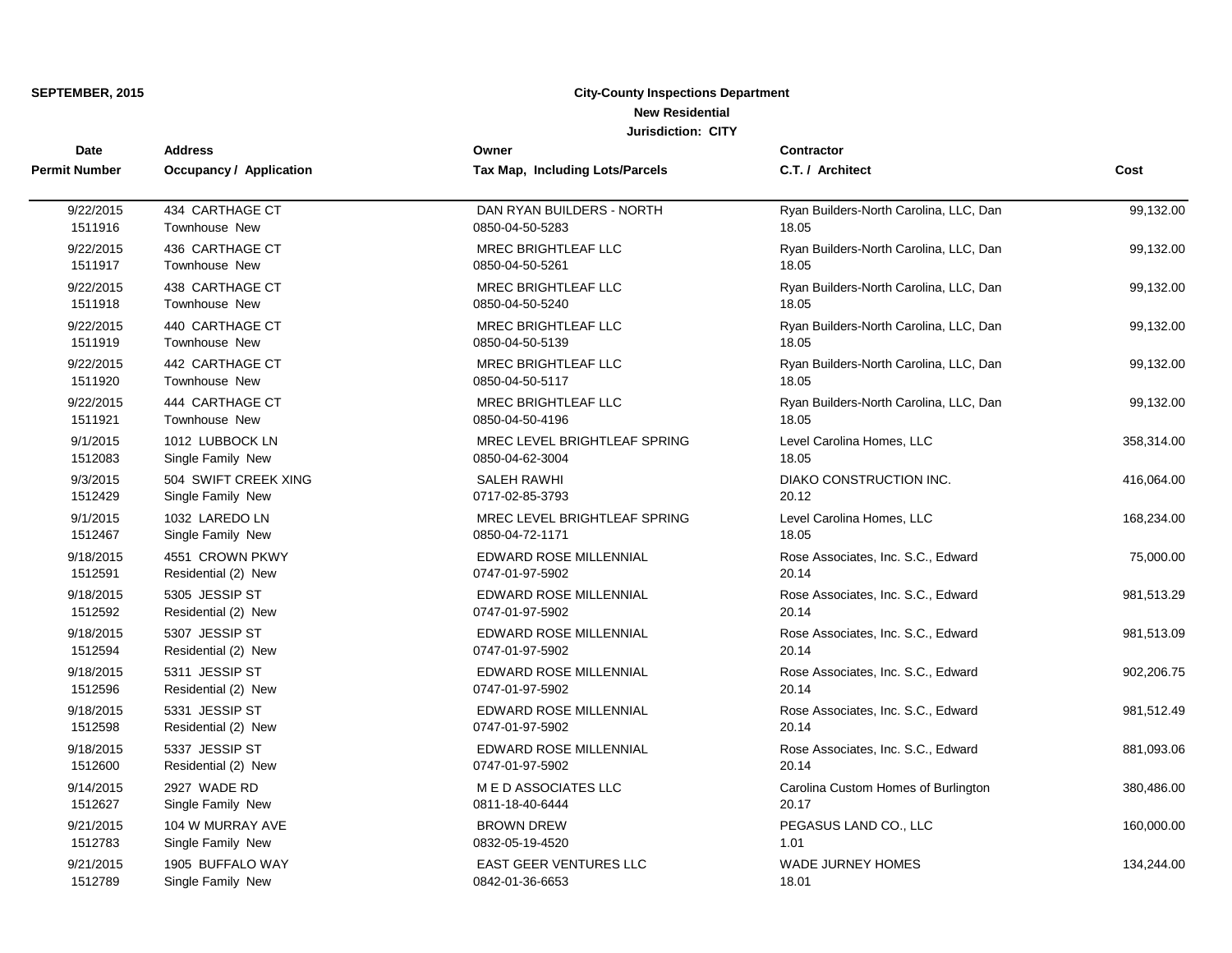**SEPTEMBER, 2015**

**City-County Inspections Department**
**New Residential**
**Jurisdiction: CITY**

| Date / Permit Number | Address / Occupancy / Application | Owner / Tax Map, Including Lots/Parcels | Contractor / C.T. / Architect | Cost |
|---|---|---|---|---|
| 9/22/2015 1511916 | 434 CARTHAGE CT Townhouse New | DAN RYAN BUILDERS - NORTH 0850-04-50-5283 | Ryan Builders-North Carolina, LLC, Dan 18.05 | 99,132.00 |
| 9/22/2015 1511917 | 436 CARTHAGE CT Townhouse New | MREC BRIGHTLEAF LLC 0850-04-50-5261 | Ryan Builders-North Carolina, LLC, Dan 18.05 | 99,132.00 |
| 9/22/2015 1511918 | 438 CARTHAGE CT Townhouse New | MREC BRIGHTLEAF LLC 0850-04-50-5240 | Ryan Builders-North Carolina, LLC, Dan 18.05 | 99,132.00 |
| 9/22/2015 1511919 | 440 CARTHAGE CT Townhouse New | MREC BRIGHTLEAF LLC 0850-04-50-5139 | Ryan Builders-North Carolina, LLC, Dan 18.05 | 99,132.00 |
| 9/22/2015 1511920 | 442 CARTHAGE CT Townhouse New | MREC BRIGHTLEAF LLC 0850-04-50-5117 | Ryan Builders-North Carolina, LLC, Dan 18.05 | 99,132.00 |
| 9/22/2015 1511921 | 444 CARTHAGE CT Townhouse New | MREC BRIGHTLEAF LLC 0850-04-50-4196 | Ryan Builders-North Carolina, LLC, Dan 18.05 | 99,132.00 |
| 9/1/2015 1512083 | 1012 LUBBOCK LN Single Family New | MREC LEVEL BRIGHTLEAF SPRING 0850-04-62-3004 | Level Carolina Homes, LLC 18.05 | 358,314.00 |
| 9/3/2015 1512429 | 504 SWIFT CREEK XING Single Family New | SALEH RAWHI 0717-02-85-3793 | DIAKO CONSTRUCTION INC. 20.12 | 416,064.00 |
| 9/1/2015 1512467 | 1032 LAREDO LN Single Family New | MREC LEVEL BRIGHTLEAF SPRING 0850-04-72-1171 | Level Carolina Homes, LLC 18.05 | 168,234.00 |
| 9/18/2015 1512591 | 4551 CROWN PKWY Residential (2) New | EDWARD ROSE MILLENNIAL 0747-01-97-5902 | Rose Associates, Inc. S.C., Edward 20.14 | 75,000.00 |
| 9/18/2015 1512592 | 5305 JESSIP ST Residential (2) New | EDWARD ROSE MILLENNIAL 0747-01-97-5902 | Rose Associates, Inc. S.C., Edward 20.14 | 981,513.29 |
| 9/18/2015 1512594 | 5307 JESSIP ST Residential (2) New | EDWARD ROSE MILLENNIAL 0747-01-97-5902 | Rose Associates, Inc. S.C., Edward 20.14 | 981,513.09 |
| 9/18/2015 1512596 | 5311 JESSIP ST Residential (2) New | EDWARD ROSE MILLENNIAL 0747-01-97-5902 | Rose Associates, Inc. S.C., Edward 20.14 | 902,206.75 |
| 9/18/2015 1512598 | 5331 JESSIP ST Residential (2) New | EDWARD ROSE MILLENNIAL 0747-01-97-5902 | Rose Associates, Inc. S.C., Edward 20.14 | 981,512.49 |
| 9/18/2015 1512600 | 5337 JESSIP ST Residential (2) New | EDWARD ROSE MILLENNIAL 0747-01-97-5902 | Rose Associates, Inc. S.C., Edward 20.14 | 881,093.06 |
| 9/14/2015 1512627 | 2927 WADE RD Single Family New | M E D ASSOCIATES LLC 0811-18-40-6444 | Carolina Custom Homes of Burlington 20.17 | 380,486.00 |
| 9/21/2015 1512783 | 104 W MURRAY AVE Single Family New | BROWN DREW 0832-05-19-4520 | PEGASUS LAND CO., LLC 1.01 | 160,000.00 |
| 9/21/2015 1512789 | 1905 BUFFALO WAY Single Family New | EAST GEER VENTURES LLC 0842-01-36-6653 | WADE JURNEY HOMES 18.01 | 134,244.00 |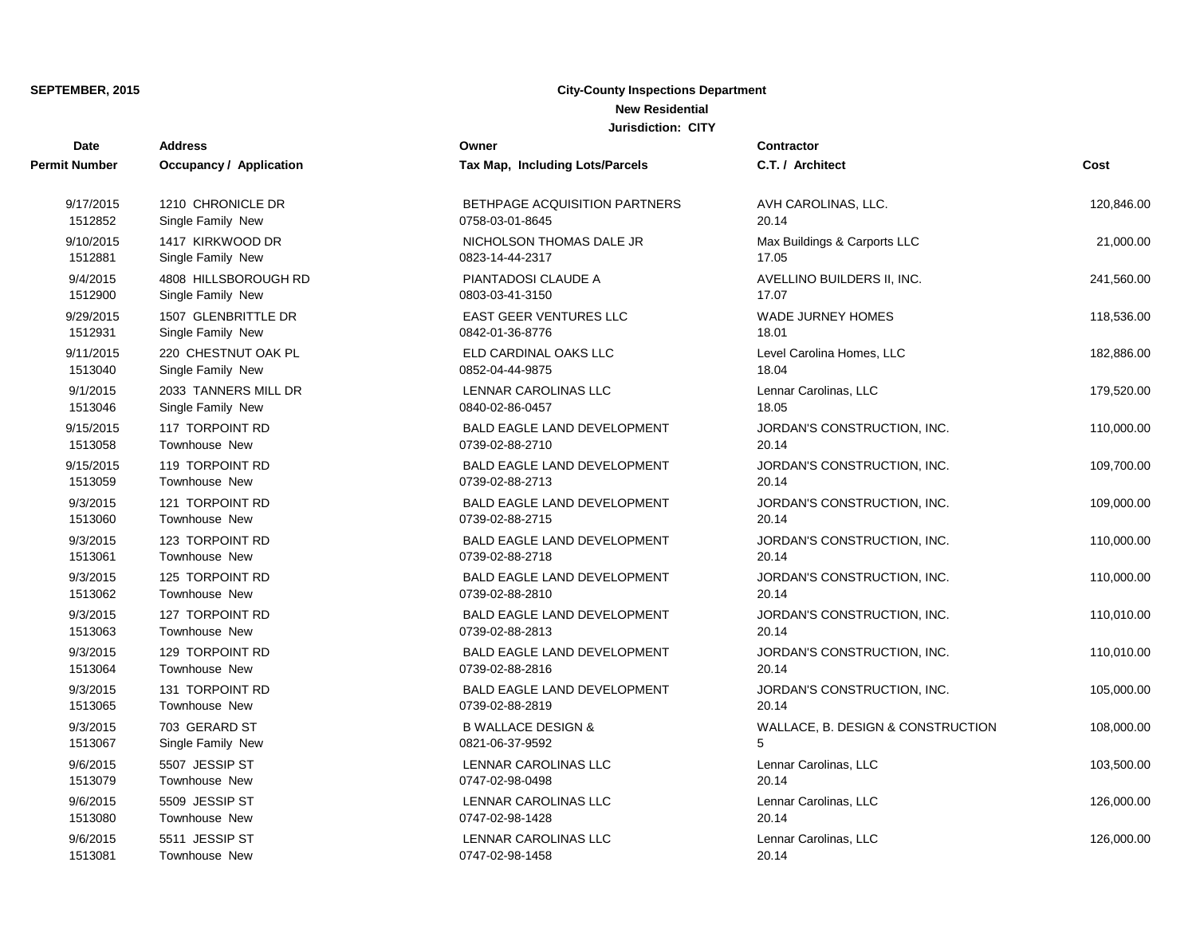**SEPTEMBER, 2015**

**City-County Inspections Department**
**New Residential**
**Jurisdiction: CITY**

| Date<br>Permit Number | Address<br>Occupancy / Application | Owner<br>Tax Map, Including Lots/Parcels | Contractor<br>C.T. / Architect | Cost |
|---|---|---|---|---|
| 9/17/2015<br>1512852 | 1210 CHRONICLE DR<br>Single Family New | BETHPAGE ACQUISITION PARTNERS<br>0758-03-01-8645 | AVH CAROLINAS, LLC.<br>20.14 | 120,846.00 |
| 9/10/2015<br>1512881 | 1417 KIRKWOOD DR<br>Single Family New | NICHOLSON THOMAS DALE JR<br>0823-14-44-2317 | Max Buildings & Carports LLC<br>17.05 | 21,000.00 |
| 9/4/2015<br>1512900 | 4808 HILLSBOROUGH RD<br>Single Family New | PIANTADOSI CLAUDE A<br>0803-03-41-3150 | AVELLINO BUILDERS II, INC.<br>17.07 | 241,560.00 |
| 9/29/2015<br>1512931 | 1507 GLENBRITTLE DR<br>Single Family New | EAST GEER VENTURES LLC<br>0842-01-36-8776 | WADE JURNEY HOMES<br>18.01 | 118,536.00 |
| 9/11/2015<br>1513040 | 220 CHESTNUT OAK PL<br>Single Family New | ELD CARDINAL OAKS LLC<br>0852-04-44-9875 | Level Carolina Homes, LLC<br>18.04 | 182,886.00 |
| 9/1/2015<br>1513046 | 2033 TANNERS MILL DR<br>Single Family New | LENNAR CAROLINAS LLC<br>0840-02-86-0457 | Lennar Carolinas, LLC<br>18.05 | 179,520.00 |
| 9/15/2015<br>1513058 | 117 TORPOINT RD<br>Townhouse New | BALD EAGLE LAND DEVELOPMENT<br>0739-02-88-2710 | JORDAN'S CONSTRUCTION, INC.<br>20.14 | 110,000.00 |
| 9/15/2015<br>1513059 | 119 TORPOINT RD<br>Townhouse New | BALD EAGLE LAND DEVELOPMENT<br>0739-02-88-2713 | JORDAN'S CONSTRUCTION, INC.<br>20.14 | 109,700.00 |
| 9/3/2015<br>1513060 | 121 TORPOINT RD<br>Townhouse New | BALD EAGLE LAND DEVELOPMENT<br>0739-02-88-2715 | JORDAN'S CONSTRUCTION, INC.<br>20.14 | 109,000.00 |
| 9/3/2015<br>1513061 | 123 TORPOINT RD<br>Townhouse New | BALD EAGLE LAND DEVELOPMENT<br>0739-02-88-2718 | JORDAN'S CONSTRUCTION, INC.<br>20.14 | 110,000.00 |
| 9/3/2015<br>1513062 | 125 TORPOINT RD<br>Townhouse New | BALD EAGLE LAND DEVELOPMENT<br>0739-02-88-2810 | JORDAN'S CONSTRUCTION, INC.<br>20.14 | 110,000.00 |
| 9/3/2015<br>1513063 | 127 TORPOINT RD<br>Townhouse New | BALD EAGLE LAND DEVELOPMENT<br>0739-02-88-2813 | JORDAN'S CONSTRUCTION, INC.<br>20.14 | 110,010.00 |
| 9/3/2015<br>1513064 | 129 TORPOINT RD<br>Townhouse New | BALD EAGLE LAND DEVELOPMENT<br>0739-02-88-2816 | JORDAN'S CONSTRUCTION, INC.<br>20.14 | 110,010.00 |
| 9/3/2015<br>1513065 | 131 TORPOINT RD<br>Townhouse New | BALD EAGLE LAND DEVELOPMENT<br>0739-02-88-2819 | JORDAN'S CONSTRUCTION, INC.<br>20.14 | 105,000.00 |
| 9/3/2015<br>1513067 | 703 GERARD ST<br>Single Family New | B WALLACE DESIGN &<br>0821-06-37-9592 | WALLACE, B. DESIGN & CONSTRUCTION<br>5 | 108,000.00 |
| 9/6/2015<br>1513079 | 5507 JESSIP ST<br>Townhouse New | LENNAR CAROLINAS LLC<br>0747-02-98-0498 | Lennar Carolinas, LLC<br>20.14 | 103,500.00 |
| 9/6/2015<br>1513080 | 5509 JESSIP ST<br>Townhouse New | LENNAR CAROLINAS LLC<br>0747-02-98-1428 | Lennar Carolinas, LLC<br>20.14 | 126,000.00 |
| 9/6/2015<br>1513081 | 5511 JESSIP ST<br>Townhouse New | LENNAR CAROLINAS LLC<br>0747-02-98-1458 | Lennar Carolinas, LLC<br>20.14 | 126,000.00 |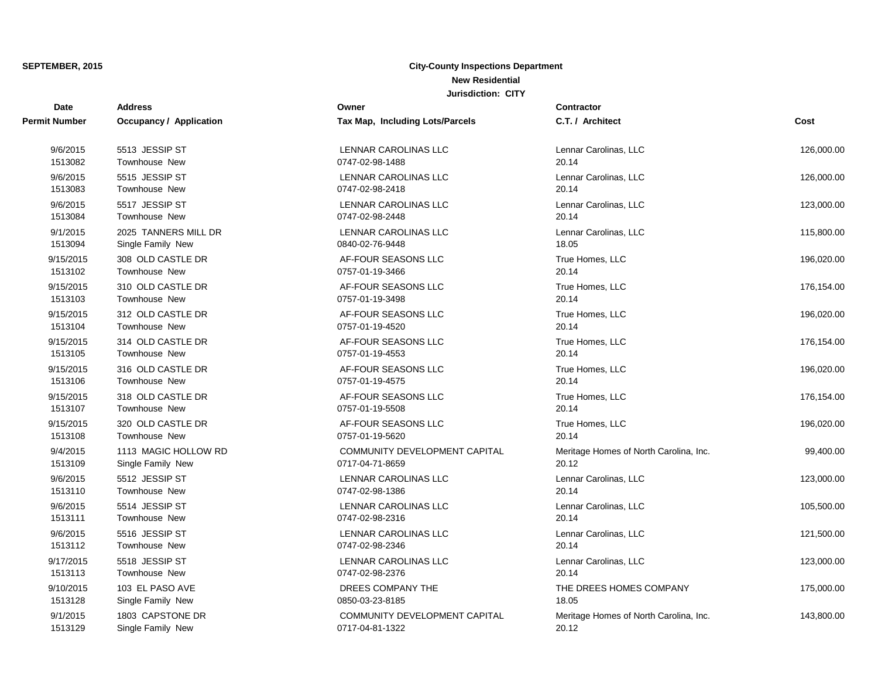**SEPTEMBER, 2015**

**City-County Inspections Department**

**New Residential**

**Jurisdiction: CITY**

| Date<br>Permit Number | Address<br>Occupancy / Application | Owner<br>Tax Map, Including Lots/Parcels | Contractor<br>C.T. / Architect | Cost |
|---|---|---|---|---|
| 9/6/2015<br>1513082 | 5513 JESSIP ST<br>Townhouse New | LENNAR CAROLINAS LLC<br>0747-02-98-1488 | Lennar Carolinas, LLC<br>20.14 | 126,000.00 |
| 9/6/2015<br>1513083 | 5515 JESSIP ST<br>Townhouse New | LENNAR CAROLINAS LLC<br>0747-02-98-2418 | Lennar Carolinas, LLC<br>20.14 | 126,000.00 |
| 9/6/2015<br>1513084 | 5517 JESSIP ST<br>Townhouse New | LENNAR CAROLINAS LLC<br>0747-02-98-2448 | Lennar Carolinas, LLC<br>20.14 | 123,000.00 |
| 9/1/2015<br>1513094 | 2025 TANNERS MILL DR<br>Single Family New | LENNAR CAROLINAS LLC<br>0840-02-76-9448 | Lennar Carolinas, LLC<br>18.05 | 115,800.00 |
| 9/15/2015<br>1513102 | 308 OLD CASTLE DR<br>Townhouse New | AF-FOUR SEASONS LLC<br>0757-01-19-3466 | True Homes, LLC<br>20.14 | 196,020.00 |
| 9/15/2015<br>1513103 | 310 OLD CASTLE DR<br>Townhouse New | AF-FOUR SEASONS LLC<br>0757-01-19-3498 | True Homes, LLC<br>20.14 | 176,154.00 |
| 9/15/2015<br>1513104 | 312 OLD CASTLE DR<br>Townhouse New | AF-FOUR SEASONS LLC<br>0757-01-19-4520 | True Homes, LLC<br>20.14 | 196,020.00 |
| 9/15/2015<br>1513105 | 314 OLD CASTLE DR<br>Townhouse New | AF-FOUR SEASONS LLC<br>0757-01-19-4553 | True Homes, LLC<br>20.14 | 176,154.00 |
| 9/15/2015<br>1513106 | 316 OLD CASTLE DR<br>Townhouse New | AF-FOUR SEASONS LLC<br>0757-01-19-4575 | True Homes, LLC<br>20.14 | 196,020.00 |
| 9/15/2015<br>1513107 | 318 OLD CASTLE DR<br>Townhouse New | AF-FOUR SEASONS LLC<br>0757-01-19-5508 | True Homes, LLC<br>20.14 | 176,154.00 |
| 9/15/2015<br>1513108 | 320 OLD CASTLE DR<br>Townhouse New | AF-FOUR SEASONS LLC<br>0757-01-19-5620 | True Homes, LLC<br>20.14 | 196,020.00 |
| 9/4/2015<br>1513109 | 1113 MAGIC HOLLOW RD<br>Single Family New | COMMUNITY DEVELOPMENT CAPITAL<br>0717-04-71-8659 | Meritage Homes of North Carolina, Inc.<br>20.12 | 99,400.00 |
| 9/6/2015<br>1513110 | 5512 JESSIP ST<br>Townhouse New | LENNAR CAROLINAS LLC<br>0747-02-98-1386 | Lennar Carolinas, LLC<br>20.14 | 123,000.00 |
| 9/6/2015<br>1513111 | 5514 JESSIP ST<br>Townhouse New | LENNAR CAROLINAS LLC<br>0747-02-98-2316 | Lennar Carolinas, LLC<br>20.14 | 105,500.00 |
| 9/6/2015<br>1513112 | 5516 JESSIP ST<br>Townhouse New | LENNAR CAROLINAS LLC<br>0747-02-98-2346 | Lennar Carolinas, LLC<br>20.14 | 121,500.00 |
| 9/17/2015<br>1513113 | 5518 JESSIP ST<br>Townhouse New | LENNAR CAROLINAS LLC<br>0747-02-98-2376 | Lennar Carolinas, LLC<br>20.14 | 123,000.00 |
| 9/10/2015<br>1513128 | 103 EL PASO AVE<br>Single Family New | DREES COMPANY THE<br>0850-03-23-8185 | THE DREES HOMES COMPANY<br>18.05 | 175,000.00 |
| 9/1/2015<br>1513129 | 1803 CAPSTONE DR<br>Single Family New | COMMUNITY DEVELOPMENT CAPITAL<br>0717-04-81-1322 | Meritage Homes of North Carolina, Inc.<br>20.12 | 143,800.00 |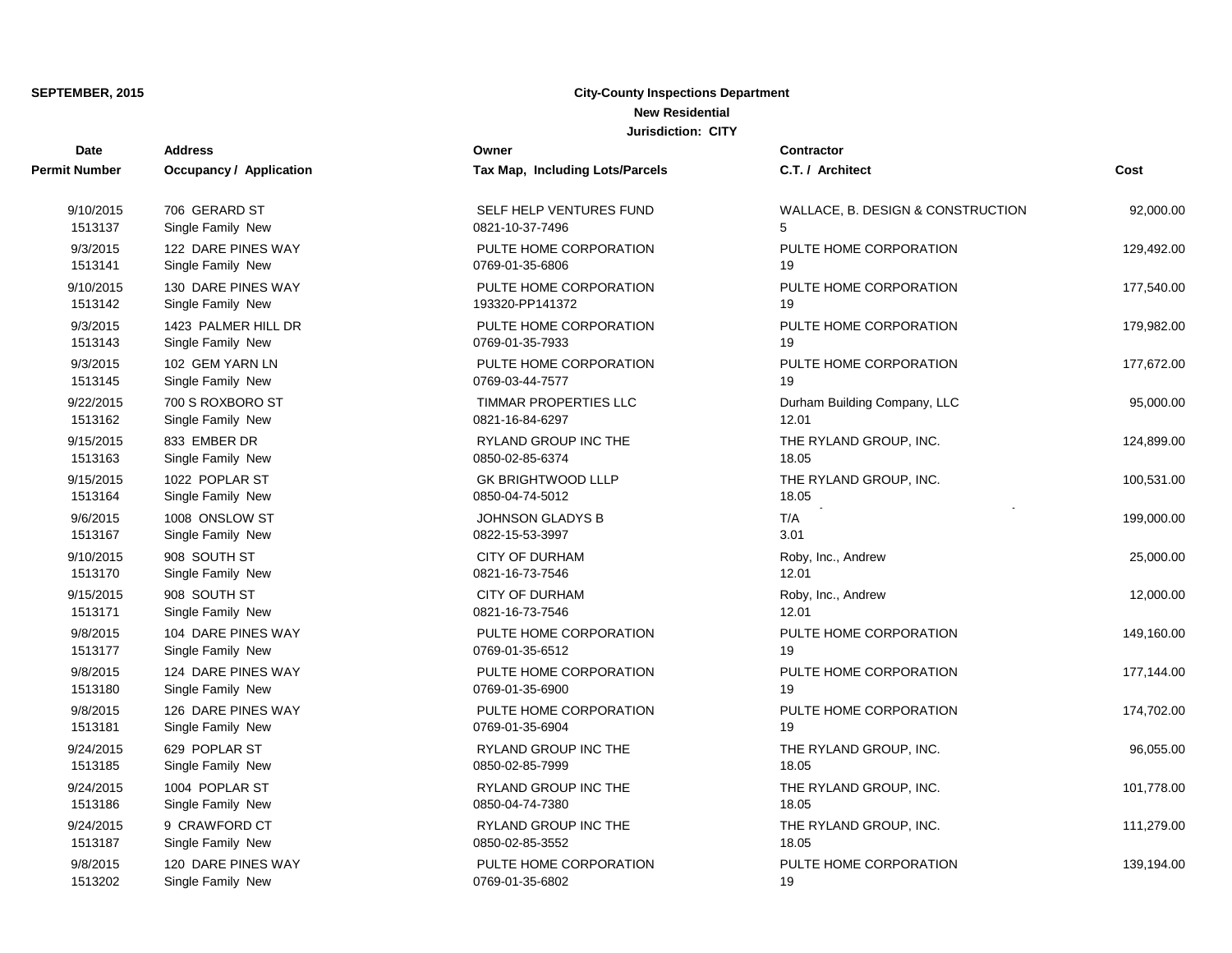**SEPTEMBER, 2015**

**City-County Inspections Department**
**New Residential**
**Jurisdiction: CITY**

| Date / Permit Number | Address / Occupancy / Application | Owner / Tax Map, Including Lots/Parcels | Contractor / C.T. / Architect | Cost |
|---|---|---|---|---|
| 9/10/2015<br>1513137 | 706 GERARD ST<br>Single Family New | SELF HELP VENTURES FUND<br>0821-10-37-7496 | WALLACE, B. DESIGN & CONSTRUCTION<br>5 | 92,000.00 |
| 9/3/2015<br>1513141 | 122 DARE PINES WAY<br>Single Family New | PULTE HOME CORPORATION<br>0769-01-35-6806 | PULTE HOME CORPORATION<br>19 | 129,492.00 |
| 9/10/2015<br>1513142 | 130 DARE PINES WAY<br>Single Family New | PULTE HOME CORPORATION<br>193320-PP141372 | PULTE HOME CORPORATION<br>19 | 177,540.00 |
| 9/3/2015<br>1513143 | 1423 PALMER HILL DR<br>Single Family New | PULTE HOME CORPORATION<br>0769-01-35-7933 | PULTE HOME CORPORATION<br>19 | 179,982.00 |
| 9/3/2015<br>1513145 | 102 GEM YARN LN<br>Single Family New | PULTE HOME CORPORATION<br>0769-03-44-7577 | PULTE HOME CORPORATION<br>19 | 177,672.00 |
| 9/22/2015<br>1513162 | 700 S ROXBORO ST<br>Single Family New | TIMMAR PROPERTIES LLC<br>0821-16-84-6297 | Durham Building Company, LLC<br>12.01 | 95,000.00 |
| 9/15/2015<br>1513163 | 833 EMBER DR<br>Single Family New | RYLAND GROUP INC THE<br>0850-02-85-6374 | THE RYLAND GROUP, INC.<br>18.05 | 124,899.00 |
| 9/15/2015<br>1513164 | 1022 POPLAR ST<br>Single Family New | GK BRIGHTWOOD LLLP<br>0850-04-74-5012 | THE RYLAND GROUP, INC.<br>18.05 | 100,531.00 |
| 9/6/2015<br>1513167 | 1008 ONSLOW ST<br>Single Family New | JOHNSON GLADYS B<br>0822-15-53-3997 | T/A<br>3.01 | 199,000.00 |
| 9/10/2015<br>1513170 | 908 SOUTH ST<br>Single Family New | CITY OF DURHAM<br>0821-16-73-7546 | Roby, Inc., Andrew<br>12.01 | 25,000.00 |
| 9/15/2015<br>1513171 | 908 SOUTH ST<br>Single Family New | CITY OF DURHAM<br>0821-16-73-7546 | Roby, Inc., Andrew<br>12.01 | 12,000.00 |
| 9/8/2015<br>1513177 | 104 DARE PINES WAY<br>Single Family New | PULTE HOME CORPORATION<br>0769-01-35-6512 | PULTE HOME CORPORATION<br>19 | 149,160.00 |
| 9/8/2015<br>1513180 | 124 DARE PINES WAY<br>Single Family New | PULTE HOME CORPORATION<br>0769-01-35-6900 | PULTE HOME CORPORATION<br>19 | 177,144.00 |
| 9/8/2015<br>1513181 | 126 DARE PINES WAY<br>Single Family New | PULTE HOME CORPORATION<br>0769-01-35-6904 | PULTE HOME CORPORATION<br>19 | 174,702.00 |
| 9/24/2015<br>1513185 | 629 POPLAR ST<br>Single Family New | RYLAND GROUP INC THE<br>0850-02-85-7999 | THE RYLAND GROUP, INC.<br>18.05 | 96,055.00 |
| 9/24/2015<br>1513186 | 1004 POPLAR ST<br>Single Family New | RYLAND GROUP INC THE<br>0850-04-74-7380 | THE RYLAND GROUP, INC.<br>18.05 | 101,778.00 |
| 9/24/2015<br>1513187 | 9 CRAWFORD CT<br>Single Family New | RYLAND GROUP INC THE<br>0850-02-85-3552 | THE RYLAND GROUP, INC.<br>18.05 | 111,279.00 |
| 9/8/2015<br>1513202 | 120 DARE PINES WAY<br>Single Family New | PULTE HOME CORPORATION<br>0769-01-35-6802 | PULTE HOME CORPORATION<br>19 | 139,194.00 |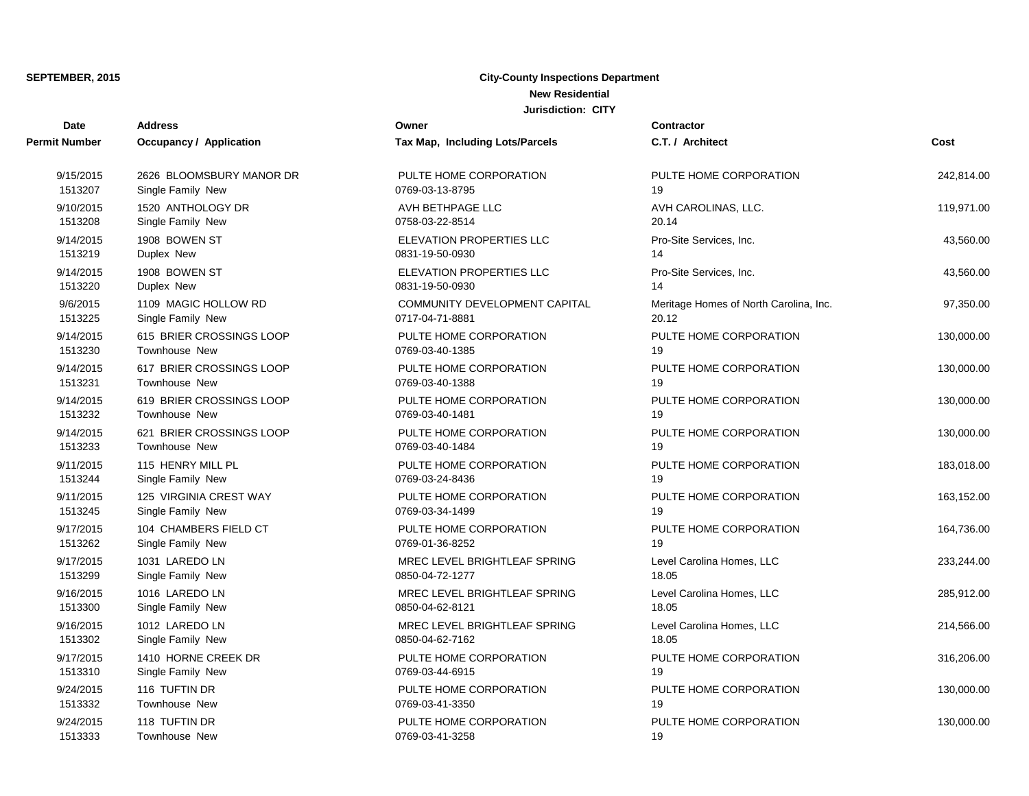**SEPTEMBER, 2015**

**City-County Inspections Department**

**New Residential**

**Jurisdiction: CITY**

| Date / Permit Number | Address / Occupancy / Application | Owner / Tax Map, Including Lots/Parcels | Contractor / C.T. / Architect | Cost |
|---|---|---|---|---|
| 9/15/2015<br>1513207 | 2626 BLOOMSBURY MANOR DR<br>Single Family New | PULTE HOME CORPORATION<br>0769-03-13-8795 | PULTE HOME CORPORATION<br>19 | 242,814.00 |
| 9/10/2015<br>1513208 | 1520 ANTHOLOGY DR<br>Single Family New | AVH BETHPAGE LLC<br>0758-03-22-8514 | AVH CAROLINAS, LLC.<br>20.14 | 119,971.00 |
| 9/14/2015<br>1513219 | 1908 BOWEN ST<br>Duplex New | ELEVATION PROPERTIES LLC<br>0831-19-50-0930 | Pro-Site Services, Inc.<br>14 | 43,560.00 |
| 9/14/2015<br>1513220 | 1908 BOWEN ST<br>Duplex New | ELEVATION PROPERTIES LLC<br>0831-19-50-0930 | Pro-Site Services, Inc.<br>14 | 43,560.00 |
| 9/6/2015<br>1513225 | 1109 MAGIC HOLLOW RD<br>Single Family New | COMMUNITY DEVELOPMENT CAPITAL<br>0717-04-71-8881 | Meritage Homes of North Carolina, Inc.<br>20.12 | 97,350.00 |
| 9/14/2015<br>1513230 | 615 BRIER CROSSINGS LOOP<br>Townhouse New | PULTE HOME CORPORATION<br>0769-03-40-1385 | PULTE HOME CORPORATION<br>19 | 130,000.00 |
| 9/14/2015<br>1513231 | 617 BRIER CROSSINGS LOOP<br>Townhouse New | PULTE HOME CORPORATION<br>0769-03-40-1388 | PULTE HOME CORPORATION<br>19 | 130,000.00 |
| 9/14/2015<br>1513232 | 619 BRIER CROSSINGS LOOP<br>Townhouse New | PULTE HOME CORPORATION<br>0769-03-40-1481 | PULTE HOME CORPORATION<br>19 | 130,000.00 |
| 9/14/2015<br>1513233 | 621 BRIER CROSSINGS LOOP<br>Townhouse New | PULTE HOME CORPORATION<br>0769-03-40-1484 | PULTE HOME CORPORATION<br>19 | 130,000.00 |
| 9/11/2015<br>1513244 | 115 HENRY MILL PL<br>Single Family New | PULTE HOME CORPORATION<br>0769-03-24-8436 | PULTE HOME CORPORATION<br>19 | 183,018.00 |
| 9/11/2015<br>1513245 | 125 VIRGINIA CREST WAY<br>Single Family New | PULTE HOME CORPORATION<br>0769-03-34-1499 | PULTE HOME CORPORATION<br>19 | 163,152.00 |
| 9/17/2015<br>1513262 | 104 CHAMBERS FIELD CT<br>Single Family New | PULTE HOME CORPORATION<br>0769-01-36-8252 | PULTE HOME CORPORATION<br>19 | 164,736.00 |
| 9/17/2015<br>1513299 | 1031 LAREDO LN<br>Single Family New | MREC LEVEL BRIGHTLEAF SPRING<br>0850-04-72-1277 | Level Carolina Homes, LLC<br>18.05 | 233,244.00 |
| 9/16/2015<br>1513300 | 1016 LAREDO LN<br>Single Family New | MREC LEVEL BRIGHTLEAF SPRING<br>0850-04-62-8121 | Level Carolina Homes, LLC<br>18.05 | 285,912.00 |
| 9/16/2015<br>1513302 | 1012 LAREDO LN<br>Single Family New | MREC LEVEL BRIGHTLEAF SPRING<br>0850-04-62-7162 | Level Carolina Homes, LLC<br>18.05 | 214,566.00 |
| 9/17/2015<br>1513310 | 1410 HORNE CREEK DR<br>Single Family New | PULTE HOME CORPORATION<br>0769-03-44-6915 | PULTE HOME CORPORATION<br>19 | 316,206.00 |
| 9/24/2015<br>1513332 | 116 TUFTIN DR<br>Townhouse New | PULTE HOME CORPORATION<br>0769-03-41-3350 | PULTE HOME CORPORATION<br>19 | 130,000.00 |
| 9/24/2015<br>1513333 | 118 TUFTIN DR<br>Townhouse New | PULTE HOME CORPORATION<br>0769-03-41-3258 | PULTE HOME CORPORATION<br>19 | 130,000.00 |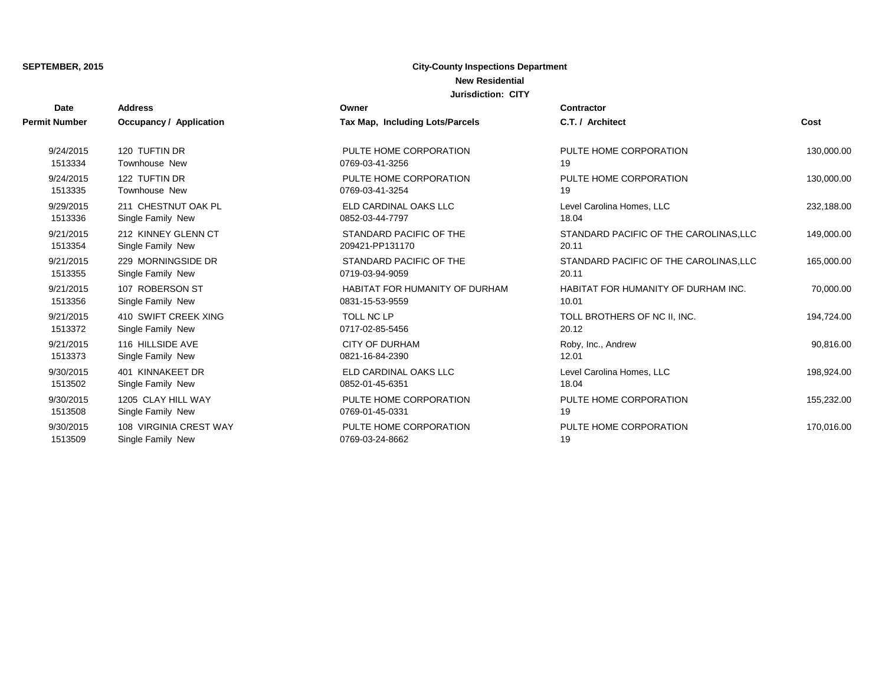**SEPTEMBER, 2015**

**City-County Inspections Department**

**New Residential**

**Jurisdiction: CITY**

| Date<br>Permit Number | Address<br>Occupancy / Application | Owner<br>Tax Map, Including Lots/Parcels | Contractor<br>C.T. / Architect | Cost |
|---|---|---|---|---|
| 9/24/2015<br>1513334 | 120 TUFTIN DR<br>Townhouse New | PULTE HOME CORPORATION<br>0769-03-41-3256 | PULTE HOME CORPORATION<br>19 | 130,000.00 |
| 9/24/2015<br>1513335 | 122 TUFTIN DR<br>Townhouse New | PULTE HOME CORPORATION<br>0769-03-41-3254 | PULTE HOME CORPORATION<br>19 | 130,000.00 |
| 9/29/2015<br>1513336 | 211 CHESTNUT OAK PL<br>Single Family New | ELD CARDINAL OAKS LLC<br>0852-03-44-7797 | Level Carolina Homes, LLC<br>18.04 | 232,188.00 |
| 9/21/2015<br>1513354 | 212 KINNEY GLENN CT<br>Single Family New | STANDARD PACIFIC OF THE<br>209421-PP131170 | STANDARD PACIFIC OF THE CAROLINAS,LLC<br>20.11 | 149,000.00 |
| 9/21/2015<br>1513355 | 229 MORNINGSIDE DR<br>Single Family New | STANDARD PACIFIC OF THE<br>0719-03-94-9059 | STANDARD PACIFIC OF THE CAROLINAS,LLC<br>20.11 | 165,000.00 |
| 9/21/2015<br>1513356 | 107 ROBERSON ST<br>Single Family New | HABITAT FOR HUMANITY OF DURHAM<br>0831-15-53-9559 | HABITAT FOR HUMANITY OF DURHAM INC.<br>10.01 | 70,000.00 |
| 9/21/2015<br>1513372 | 410 SWIFT CREEK XING<br>Single Family New | TOLL NC LP<br>0717-02-85-5456 | TOLL BROTHERS OF NC II, INC.<br>20.12 | 194,724.00 |
| 9/21/2015<br>1513373 | 116 HILLSIDE AVE<br>Single Family New | CITY OF DURHAM<br>0821-16-84-2390 | Roby, Inc., Andrew<br>12.01 | 90,816.00 |
| 9/30/2015<br>1513502 | 401 KINNAKEET DR<br>Single Family New | ELD CARDINAL OAKS LLC<br>0852-01-45-6351 | Level Carolina Homes, LLC<br>18.04 | 198,924.00 |
| 9/30/2015<br>1513508 | 1205 CLAY HILL WAY<br>Single Family New | PULTE HOME CORPORATION<br>0769-01-45-0331 | PULTE HOME CORPORATION<br>19 | 155,232.00 |
| 9/30/2015<br>1513509 | 108 VIRGINIA CREST WAY<br>Single Family New | PULTE HOME CORPORATION<br>0769-03-24-8662 | PULTE HOME CORPORATION<br>19 | 170,016.00 |